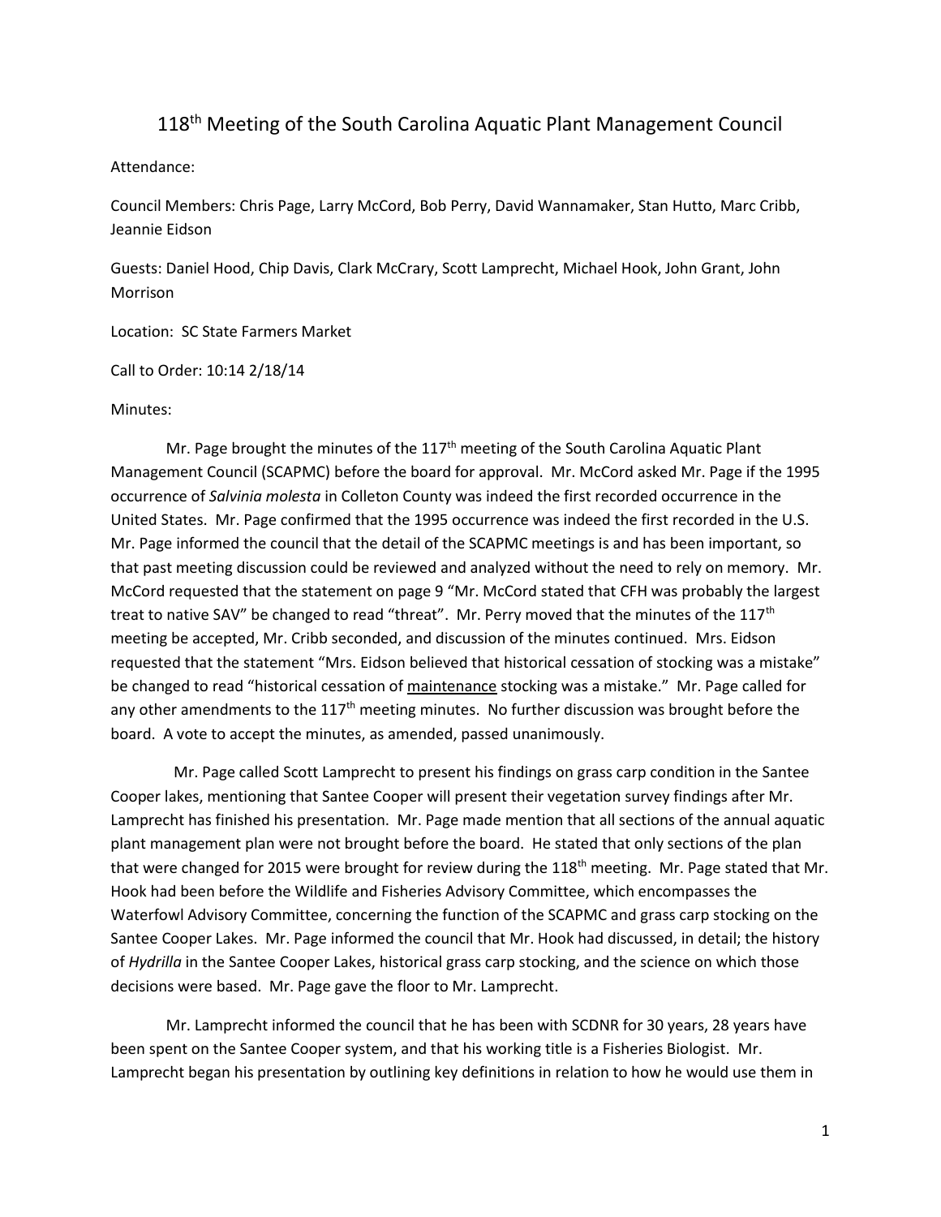# 118th Meeting of the South Carolina Aquatic Plant Management Council

Attendance:

Council Members: Chris Page, Larry McCord, Bob Perry, David Wannamaker, Stan Hutto, Marc Cribb, Jeannie Eidson

Guests: Daniel Hood, Chip Davis, Clark McCrary, Scott Lamprecht, Michael Hook, John Grant, John Morrison

Location: SC State Farmers Market

Call to Order: 10:14 2/18/14

Minutes:

Mr. Page brought the minutes of the 117th meeting of the South Carolina Aquatic Plant Management Council (SCAPMC) before the board for approval. Mr. McCord asked Mr. Page if the 1995 occurrence of *Salvinia molesta* in Colleton County was indeed the first recorded occurrence in the United States. Mr. Page confirmed that the 1995 occurrence was indeed the first recorded in the U.S. Mr. Page informed the council that the detail of the SCAPMC meetings is and has been important, so that past meeting discussion could be reviewed and analyzed without the need to rely on memory. Mr. McCord requested that the statement on page 9 "Mr. McCord stated that CFH was probably the largest treat to native SAV" be changed to read "threat". Mr. Perry moved that the minutes of the 117th meeting be accepted, Mr. Cribb seconded, and discussion of the minutes continued. Mrs. Eidson requested that the statement "Mrs. Eidson believed that historical cessation of stocking was a mistake" be changed to read "historical cessation of <u>maintenance</u> stocking was a mistake." Mr. Page called for any other amendments to the 117th meeting minutes. No further discussion was brought before the board. A vote to accept the minutes, as amended, passed unanimously.

Mr. Page called Scott Lamprecht to present his findings on grass carp condition in the Santee Cooper lakes, mentioning that Santee Cooper will present their vegetation survey findings after Mr. Lamprecht has finished his presentation. Mr. Page made mention that all sections of the annual aquatic plant management plan were not brought before the board. He stated that only sections of the plan that were changed for 2015 were brought for review during the 118th meeting. Mr. Page stated that Mr. Hook had been before the Wildlife and Fisheries Advisory Committee, which encompasses the Waterfowl Advisory Committee, concerning the function of the SCAPMC and grass carp stocking on the Santee Cooper Lakes. Mr. Page informed the council that Mr. Hook had discussed, in detail; the history of *Hydrilla* in the Santee Cooper Lakes, historical grass carp stocking, and the science on which those decisions were based. Mr. Page gave the floor to Mr. Lamprecht.

Mr. Lamprecht informed the council that he has been with SCDNR for 30 years, 28 years have been spent on the Santee Cooper system, and that his working title is a Fisheries Biologist. Mr. Lamprecht began his presentation by outlining key definitions in relation to how he would use them in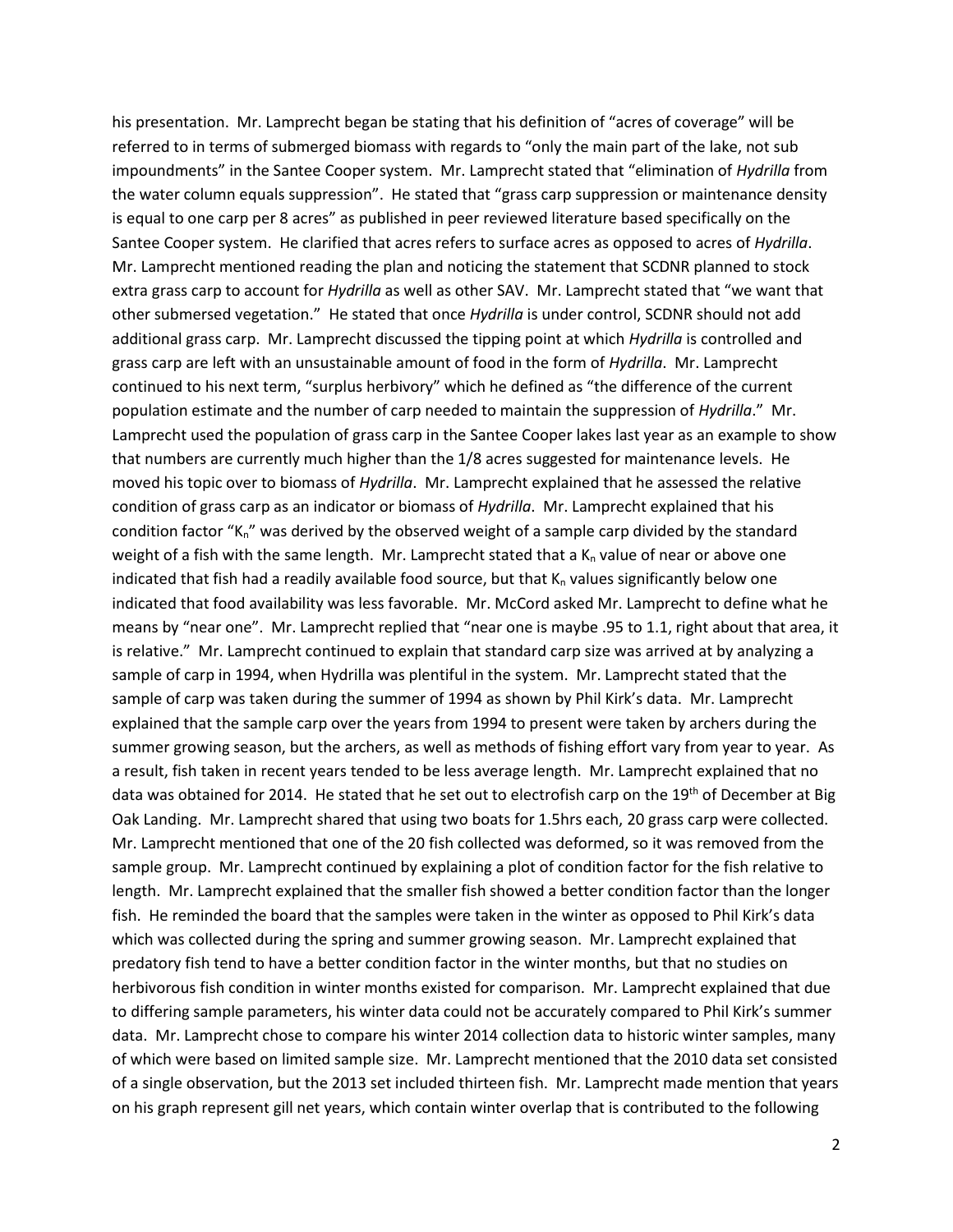his presentation. Mr. Lamprecht began be stating that his definition of "acres of coverage" will be referred to in terms of submerged biomass with regards to "only the main part of the lake, not sub impoundments" in the Santee Cooper system. Mr. Lamprecht stated that "elimination of *Hydrilla* from the water column equals suppression". He stated that "grass carp suppression or maintenance density is equal to one carp per 8 acres" as published in peer reviewed literature based specifically on the Santee Cooper system. He clarified that acres refers to surface acres as opposed to acres of *Hydrilla*. Mr. Lamprecht mentioned reading the plan and noticing the statement that SCDNR planned to stock extra grass carp to account for *Hydrilla* as well as other SAV. Mr. Lamprecht stated that "we want that other submersed vegetation." He stated that once *Hydrilla* is under control, SCDNR should not add additional grass carp. Mr. Lamprecht discussed the tipping point at which *Hydrilla* is controlled and grass carp are left with an unsustainable amount of food in the form of *Hydrilla*. Mr. Lamprecht continued to his next term, "surplus herbivory" which he defined as "the difference of the current population estimate and the number of carp needed to maintain the suppression of *Hydrilla*." Mr. Lamprecht used the population of grass carp in the Santee Cooper lakes last year as an example to show that numbers are currently much higher than the 1/8 acres suggested for maintenance levels. He moved his topic over to biomass of *Hydrilla*. Mr. Lamprecht explained that he assessed the relative condition of grass carp as an indicator or biomass of *Hydrilla*. Mr. Lamprecht explained that his condition factor "$K_n$" was derived by the observed weight of a sample carp divided by the standard weight of a fish with the same length. Mr. Lamprecht stated that a $K_n$ value of near or above one indicated that fish had a readily available food source, but that $K_n$ values significantly below one indicated that food availability was less favorable. Mr. McCord asked Mr. Lamprecht to define what he means by "near one". Mr. Lamprecht replied that "near one is maybe .95 to 1.1, right about that area, it is relative." Mr. Lamprecht continued to explain that standard carp size was arrived at by analyzing a sample of carp in 1994, when Hydrilla was plentiful in the system. Mr. Lamprecht stated that the sample of carp was taken during the summer of 1994 as shown by Phil Kirk's data. Mr. Lamprecht explained that the sample carp over the years from 1994 to present were taken by archers during the summer growing season, but the archers, as well as methods of fishing effort vary from year to year. As a result, fish taken in recent years tended to be less average length. Mr. Lamprecht explained that no data was obtained for 2014. He stated that he set out to electrofish carp on the 19th of December at Big Oak Landing. Mr. Lamprecht shared that using two boats for 1.5hrs each, 20 grass carp were collected. Mr. Lamprecht mentioned that one of the 20 fish collected was deformed, so it was removed from the sample group. Mr. Lamprecht continued by explaining a plot of condition factor for the fish relative to length. Mr. Lamprecht explained that the smaller fish showed a better condition factor than the longer fish. He reminded the board that the samples were taken in the winter as opposed to Phil Kirk's data which was collected during the spring and summer growing season. Mr. Lamprecht explained that predatory fish tend to have a better condition factor in the winter months, but that no studies on herbivorous fish condition in winter months existed for comparison. Mr. Lamprecht explained that due to differing sample parameters, his winter data could not be accurately compared to Phil Kirk's summer data. Mr. Lamprecht chose to compare his winter 2014 collection data to historic winter samples, many of which were based on limited sample size. Mr. Lamprecht mentioned that the 2010 data set consisted of a single observation, but the 2013 set included thirteen fish. Mr. Lamprecht made mention that years on his graph represent gill net years, which contain winter overlap that is contributed to the following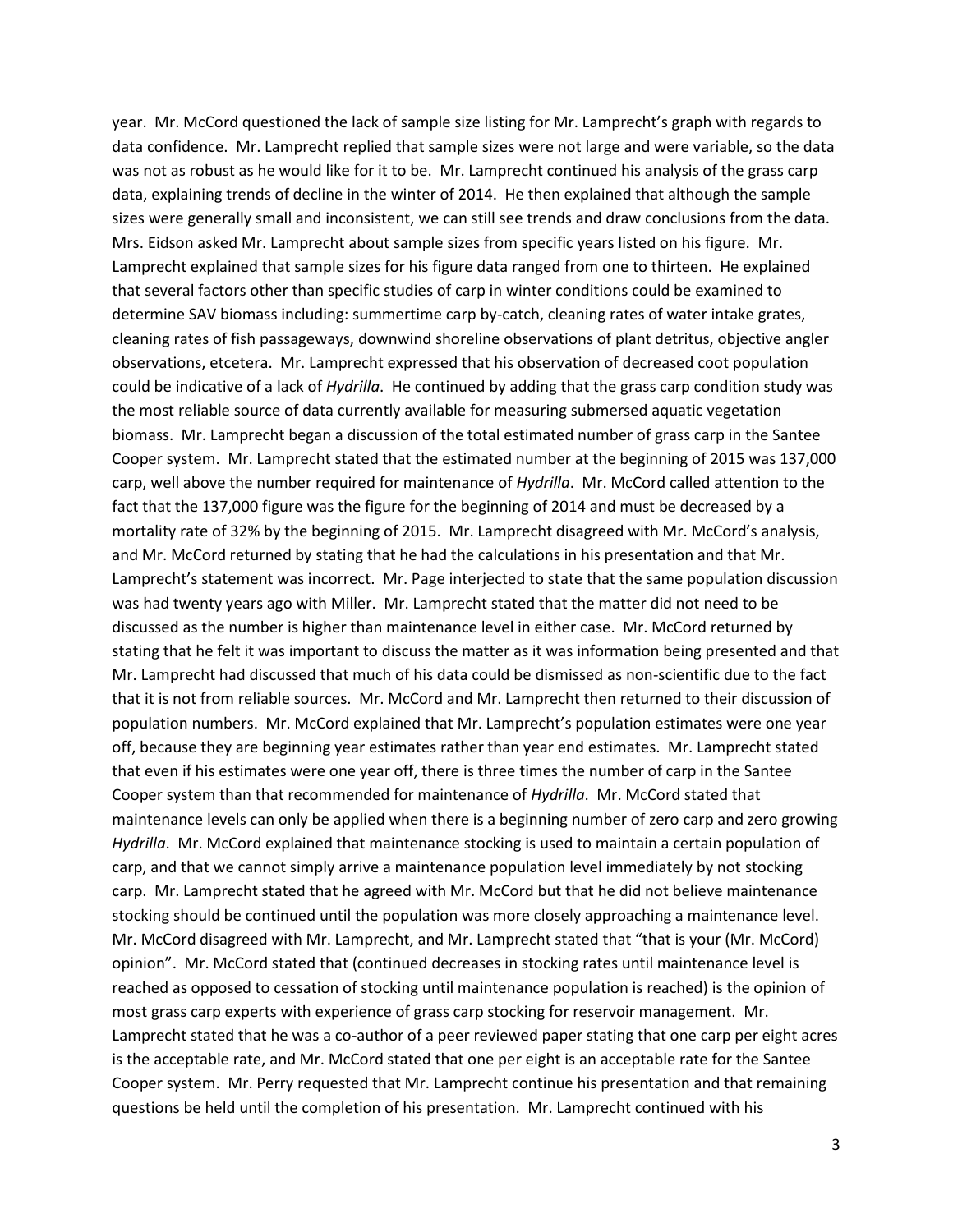year. Mr. McCord questioned the lack of sample size listing for Mr. Lamprecht's graph with regards to data confidence. Mr. Lamprecht replied that sample sizes were not large and were variable, so the data was not as robust as he would like for it to be. Mr. Lamprecht continued his analysis of the grass carp data, explaining trends of decline in the winter of 2014. He then explained that although the sample sizes were generally small and inconsistent, we can still see trends and draw conclusions from the data. Mrs. Eidson asked Mr. Lamprecht about sample sizes from specific years listed on his figure. Mr. Lamprecht explained that sample sizes for his figure data ranged from one to thirteen. He explained that several factors other than specific studies of carp in winter conditions could be examined to determine SAV biomass including: summertime carp by-catch, cleaning rates of water intake grates, cleaning rates of fish passageways, downwind shoreline observations of plant detritus, objective angler observations, etcetera. Mr. Lamprecht expressed that his observation of decreased coot population could be indicative of a lack of *Hydrilla*. He continued by adding that the grass carp condition study was the most reliable source of data currently available for measuring submersed aquatic vegetation biomass. Mr. Lamprecht began a discussion of the total estimated number of grass carp in the Santee Cooper system. Mr. Lamprecht stated that the estimated number at the beginning of 2015 was 137,000 carp, well above the number required for maintenance of *Hydrilla*. Mr. McCord called attention to the fact that the 137,000 figure was the figure for the beginning of 2014 and must be decreased by a mortality rate of 32% by the beginning of 2015. Mr. Lamprecht disagreed with Mr. McCord's analysis, and Mr. McCord returned by stating that he had the calculations in his presentation and that Mr. Lamprecht's statement was incorrect. Mr. Page interjected to state that the same population discussion was had twenty years ago with Miller. Mr. Lamprecht stated that the matter did not need to be discussed as the number is higher than maintenance level in either case. Mr. McCord returned by stating that he felt it was important to discuss the matter as it was information being presented and that Mr. Lamprecht had discussed that much of his data could be dismissed as non-scientific due to the fact that it is not from reliable sources. Mr. McCord and Mr. Lamprecht then returned to their discussion of population numbers. Mr. McCord explained that Mr. Lamprecht's population estimates were one year off, because they are beginning year estimates rather than year end estimates. Mr. Lamprecht stated that even if his estimates were one year off, there is three times the number of carp in the Santee Cooper system than that recommended for maintenance of *Hydrilla*. Mr. McCord stated that maintenance levels can only be applied when there is a beginning number of zero carp and zero growing *Hydrilla*. Mr. McCord explained that maintenance stocking is used to maintain a certain population of carp, and that we cannot simply arrive a maintenance population level immediately by not stocking carp. Mr. Lamprecht stated that he agreed with Mr. McCord but that he did not believe maintenance stocking should be continued until the population was more closely approaching a maintenance level. Mr. McCord disagreed with Mr. Lamprecht, and Mr. Lamprecht stated that "that is your (Mr. McCord) opinion". Mr. McCord stated that (continued decreases in stocking rates until maintenance level is reached as opposed to cessation of stocking until maintenance population is reached) is the opinion of most grass carp experts with experience of grass carp stocking for reservoir management. Mr. Lamprecht stated that he was a co-author of a peer reviewed paper stating that one carp per eight acres is the acceptable rate, and Mr. McCord stated that one per eight is an acceptable rate for the Santee Cooper system. Mr. Perry requested that Mr. Lamprecht continue his presentation and that remaining questions be held until the completion of his presentation. Mr. Lamprecht continued with his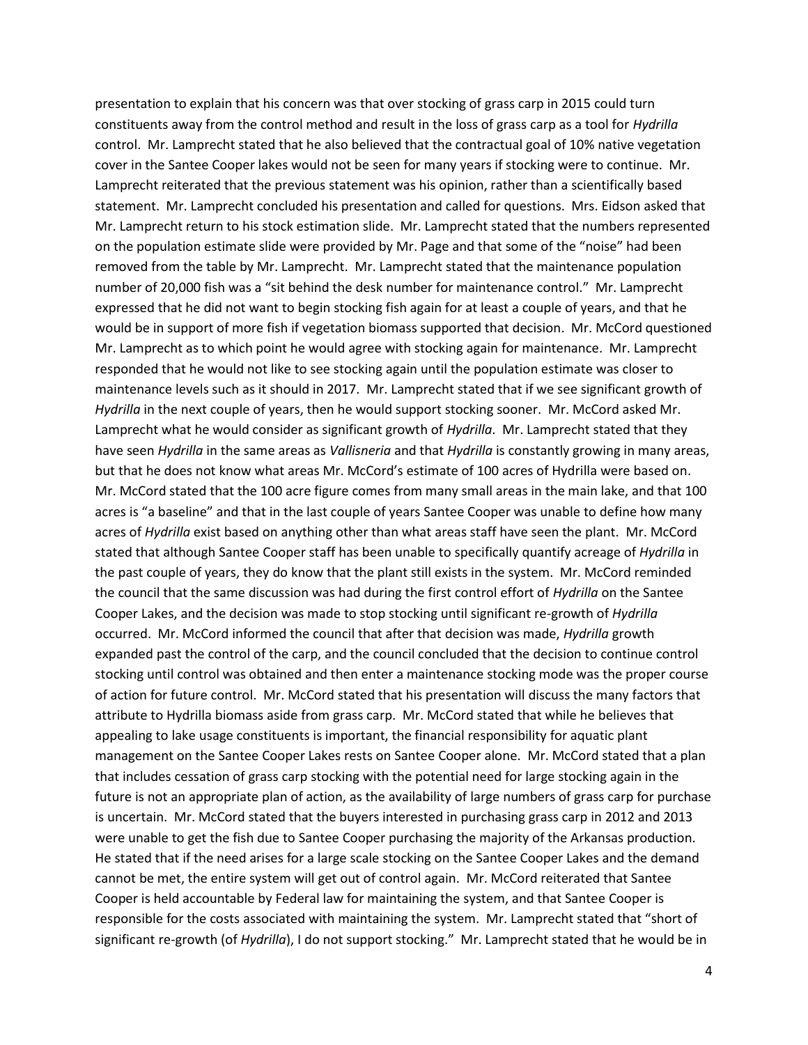presentation to explain that his concern was that over stocking of grass carp in 2015 could turn constituents away from the control method and result in the loss of grass carp as a tool for *Hydrilla* control. Mr. Lamprecht stated that he also believed that the contractual goal of 10% native vegetation cover in the Santee Cooper lakes would not be seen for many years if stocking were to continue. Mr. Lamprecht reiterated that the previous statement was his opinion, rather than a scientifically based statement. Mr. Lamprecht concluded his presentation and called for questions. Mrs. Eidson asked that Mr. Lamprecht return to his stock estimation slide. Mr. Lamprecht stated that the numbers represented on the population estimate slide were provided by Mr. Page and that some of the "noise" had been removed from the table by Mr. Lamprecht. Mr. Lamprecht stated that the maintenance population number of 20,000 fish was a "sit behind the desk number for maintenance control." Mr. Lamprecht expressed that he did not want to begin stocking fish again for at least a couple of years, and that he would be in support of more fish if vegetation biomass supported that decision. Mr. McCord questioned Mr. Lamprecht as to which point he would agree with stocking again for maintenance. Mr. Lamprecht responded that he would not like to see stocking again until the population estimate was closer to maintenance levels such as it should in 2017. Mr. Lamprecht stated that if we see significant growth of *Hydrilla* in the next couple of years, then he would support stocking sooner. Mr. McCord asked Mr. Lamprecht what he would consider as significant growth of *Hydrilla*. Mr. Lamprecht stated that they have seen *Hydrilla* in the same areas as *Vallisneria* and that *Hydrilla* is constantly growing in many areas, but that he does not know what areas Mr. McCord's estimate of 100 acres of Hydrilla were based on. Mr. McCord stated that the 100 acre figure comes from many small areas in the main lake, and that 100 acres is "a baseline" and that in the last couple of years Santee Cooper was unable to define how many acres of *Hydrilla* exist based on anything other than what areas staff have seen the plant. Mr. McCord stated that although Santee Cooper staff has been unable to specifically quantify acreage of *Hydrilla* in the past couple of years, they do know that the plant still exists in the system. Mr. McCord reminded the council that the same discussion was had during the first control effort of *Hydrilla* on the Santee Cooper Lakes, and the decision was made to stop stocking until significant re-growth of *Hydrilla* occurred. Mr. McCord informed the council that after that decision was made, *Hydrilla* growth expanded past the control of the carp, and the council concluded that the decision to continue control stocking until control was obtained and then enter a maintenance stocking mode was the proper course of action for future control. Mr. McCord stated that his presentation will discuss the many factors that attribute to Hydrilla biomass aside from grass carp. Mr. McCord stated that while he believes that appealing to lake usage constituents is important, the financial responsibility for aquatic plant management on the Santee Cooper Lakes rests on Santee Cooper alone. Mr. McCord stated that a plan that includes cessation of grass carp stocking with the potential need for large stocking again in the future is not an appropriate plan of action, as the availability of large numbers of grass carp for purchase is uncertain. Mr. McCord stated that the buyers interested in purchasing grass carp in 2012 and 2013 were unable to get the fish due to Santee Cooper purchasing the majority of the Arkansas production. He stated that if the need arises for a large scale stocking on the Santee Cooper Lakes and the demand cannot be met, the entire system will get out of control again. Mr. McCord reiterated that Santee Cooper is held accountable by Federal law for maintaining the system, and that Santee Cooper is responsible for the costs associated with maintaining the system. Mr. Lamprecht stated that "short of significant re-growth (of *Hydrilla*), I do not support stocking." Mr. Lamprecht stated that he would be in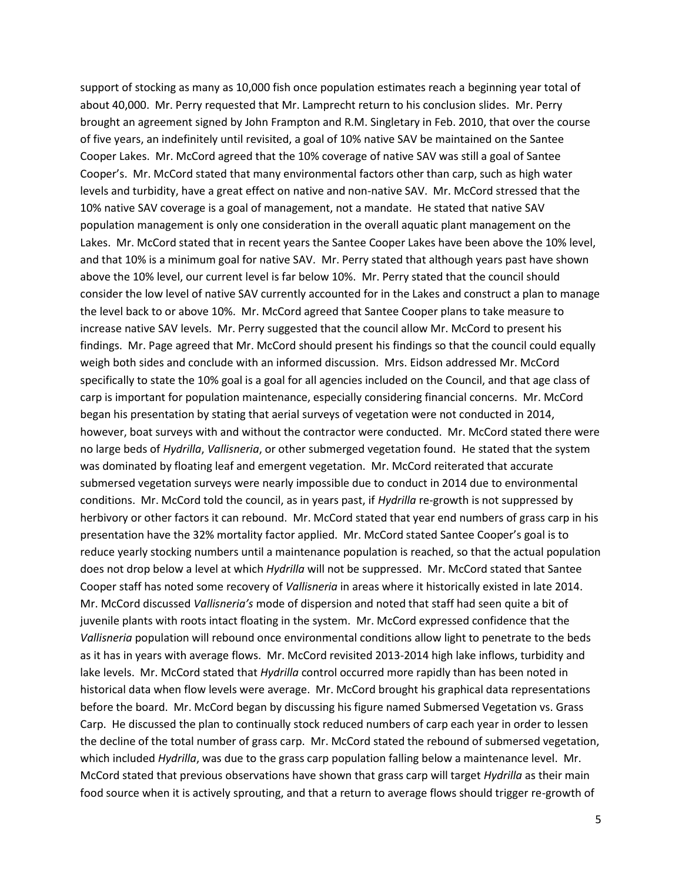support of stocking as many as 10,000 fish once population estimates reach a beginning year total of about 40,000. Mr. Perry requested that Mr. Lamprecht return to his conclusion slides. Mr. Perry brought an agreement signed by John Frampton and R.M. Singletary in Feb. 2010, that over the course of five years, an indefinitely until revisited, a goal of 10% native SAV be maintained on the Santee Cooper Lakes. Mr. McCord agreed that the 10% coverage of native SAV was still a goal of Santee Cooper's. Mr. McCord stated that many environmental factors other than carp, such as high water levels and turbidity, have a great effect on native and non-native SAV. Mr. McCord stressed that the 10% native SAV coverage is a goal of management, not a mandate. He stated that native SAV population management is only one consideration in the overall aquatic plant management on the Lakes. Mr. McCord stated that in recent years the Santee Cooper Lakes have been above the 10% level, and that 10% is a minimum goal for native SAV. Mr. Perry stated that although years past have shown above the 10% level, our current level is far below 10%. Mr. Perry stated that the council should consider the low level of native SAV currently accounted for in the Lakes and construct a plan to manage the level back to or above 10%. Mr. McCord agreed that Santee Cooper plans to take measure to increase native SAV levels. Mr. Perry suggested that the council allow Mr. McCord to present his findings. Mr. Page agreed that Mr. McCord should present his findings so that the council could equally weigh both sides and conclude with an informed discussion. Mrs. Eidson addressed Mr. McCord specifically to state the 10% goal is a goal for all agencies included on the Council, and that age class of carp is important for population maintenance, especially considering financial concerns. Mr. McCord began his presentation by stating that aerial surveys of vegetation were not conducted in 2014, however, boat surveys with and without the contractor were conducted. Mr. McCord stated there were no large beds of *Hydrilla*, *Vallisneria*, or other submerged vegetation found. He stated that the system was dominated by floating leaf and emergent vegetation. Mr. McCord reiterated that accurate submersed vegetation surveys were nearly impossible due to conduct in 2014 due to environmental conditions. Mr. McCord told the council, as in years past, if *Hydrilla* re-growth is not suppressed by herbivory or other factors it can rebound. Mr. McCord stated that year end numbers of grass carp in his presentation have the 32% mortality factor applied. Mr. McCord stated Santee Cooper's goal is to reduce yearly stocking numbers until a maintenance population is reached, so that the actual population does not drop below a level at which *Hydrilla* will not be suppressed. Mr. McCord stated that Santee Cooper staff has noted some recovery of *Vallisneria* in areas where it historically existed in late 2014. Mr. McCord discussed *Vallisneria's* mode of dispersion and noted that staff had seen quite a bit of juvenile plants with roots intact floating in the system. Mr. McCord expressed confidence that the *Vallisneria* population will rebound once environmental conditions allow light to penetrate to the beds as it has in years with average flows. Mr. McCord revisited 2013-2014 high lake inflows, turbidity and lake levels. Mr. McCord stated that *Hydrilla* control occurred more rapidly than has been noted in historical data when flow levels were average. Mr. McCord brought his graphical data representations before the board. Mr. McCord began by discussing his figure named Submersed Vegetation vs. Grass Carp. He discussed the plan to continually stock reduced numbers of carp each year in order to lessen the decline of the total number of grass carp. Mr. McCord stated the rebound of submersed vegetation, which included *Hydrilla*, was due to the grass carp population falling below a maintenance level. Mr. McCord stated that previous observations have shown that grass carp will target *Hydrilla* as their main food source when it is actively sprouting, and that a return to average flows should trigger re-growth of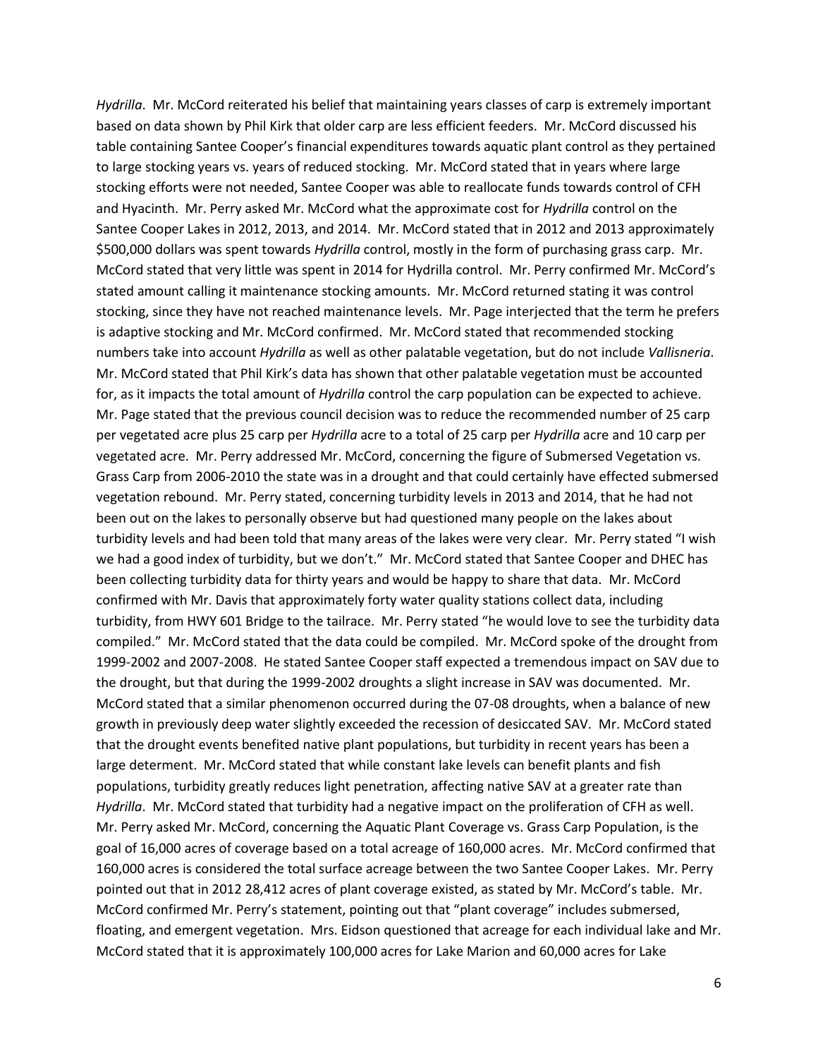*Hydrilla*. Mr. McCord reiterated his belief that maintaining years classes of carp is extremely important based on data shown by Phil Kirk that older carp are less efficient feeders. Mr. McCord discussed his table containing Santee Cooper's financial expenditures towards aquatic plant control as they pertained to large stocking years vs. years of reduced stocking. Mr. McCord stated that in years where large stocking efforts were not needed, Santee Cooper was able to reallocate funds towards control of CFH and Hyacinth. Mr. Perry asked Mr. McCord what the approximate cost for *Hydrilla* control on the Santee Cooper Lakes in 2012, 2013, and 2014. Mr. McCord stated that in 2012 and 2013 approximately $500,000 dollars was spent towards *Hydrilla* control, mostly in the form of purchasing grass carp. Mr. McCord stated that very little was spent in 2014 for Hydrilla control. Mr. Perry confirmed Mr. McCord's stated amount calling it maintenance stocking amounts. Mr. McCord returned stating it was control stocking, since they have not reached maintenance levels. Mr. Page interjected that the term he prefers is adaptive stocking and Mr. McCord confirmed. Mr. McCord stated that recommended stocking numbers take into account *Hydrilla* as well as other palatable vegetation, but do not include *Vallisneria*. Mr. McCord stated that Phil Kirk's data has shown that other palatable vegetation must be accounted for, as it impacts the total amount of *Hydrilla* control the carp population can be expected to achieve. Mr. Page stated that the previous council decision was to reduce the recommended number of 25 carp per vegetated acre plus 25 carp per *Hydrilla* acre to a total of 25 carp per *Hydrilla* acre and 10 carp per vegetated acre. Mr. Perry addressed Mr. McCord, concerning the figure of Submersed Vegetation vs. Grass Carp from 2006-2010 the state was in a drought and that could certainly have effected submersed vegetation rebound. Mr. Perry stated, concerning turbidity levels in 2013 and 2014, that he had not been out on the lakes to personally observe but had questioned many people on the lakes about turbidity levels and had been told that many areas of the lakes were very clear. Mr. Perry stated "I wish we had a good index of turbidity, but we don't." Mr. McCord stated that Santee Cooper and DHEC has been collecting turbidity data for thirty years and would be happy to share that data. Mr. McCord confirmed with Mr. Davis that approximately forty water quality stations collect data, including turbidity, from HWY 601 Bridge to the tailrace. Mr. Perry stated "he would love to see the turbidity data compiled." Mr. McCord stated that the data could be compiled. Mr. McCord spoke of the drought from 1999-2002 and 2007-2008. He stated Santee Cooper staff expected a tremendous impact on SAV due to the drought, but that during the 1999-2002 droughts a slight increase in SAV was documented. Mr. McCord stated that a similar phenomenon occurred during the 07-08 droughts, when a balance of new growth in previously deep water slightly exceeded the recession of desiccated SAV. Mr. McCord stated that the drought events benefited native plant populations, but turbidity in recent years has been a large determent. Mr. McCord stated that while constant lake levels can benefit plants and fish populations, turbidity greatly reduces light penetration, affecting native SAV at a greater rate than *Hydrilla*. Mr. McCord stated that turbidity had a negative impact on the proliferation of CFH as well. Mr. Perry asked Mr. McCord, concerning the Aquatic Plant Coverage vs. Grass Carp Population, is the goal of 16,000 acres of coverage based on a total acreage of 160,000 acres. Mr. McCord confirmed that 160,000 acres is considered the total surface acreage between the two Santee Cooper Lakes. Mr. Perry pointed out that in 2012 28,412 acres of plant coverage existed, as stated by Mr. McCord's table. Mr. McCord confirmed Mr. Perry's statement, pointing out that "plant coverage" includes submersed, floating, and emergent vegetation. Mrs. Eidson questioned that acreage for each individual lake and Mr. McCord stated that it is approximately 100,000 acres for Lake Marion and 60,000 acres for Lake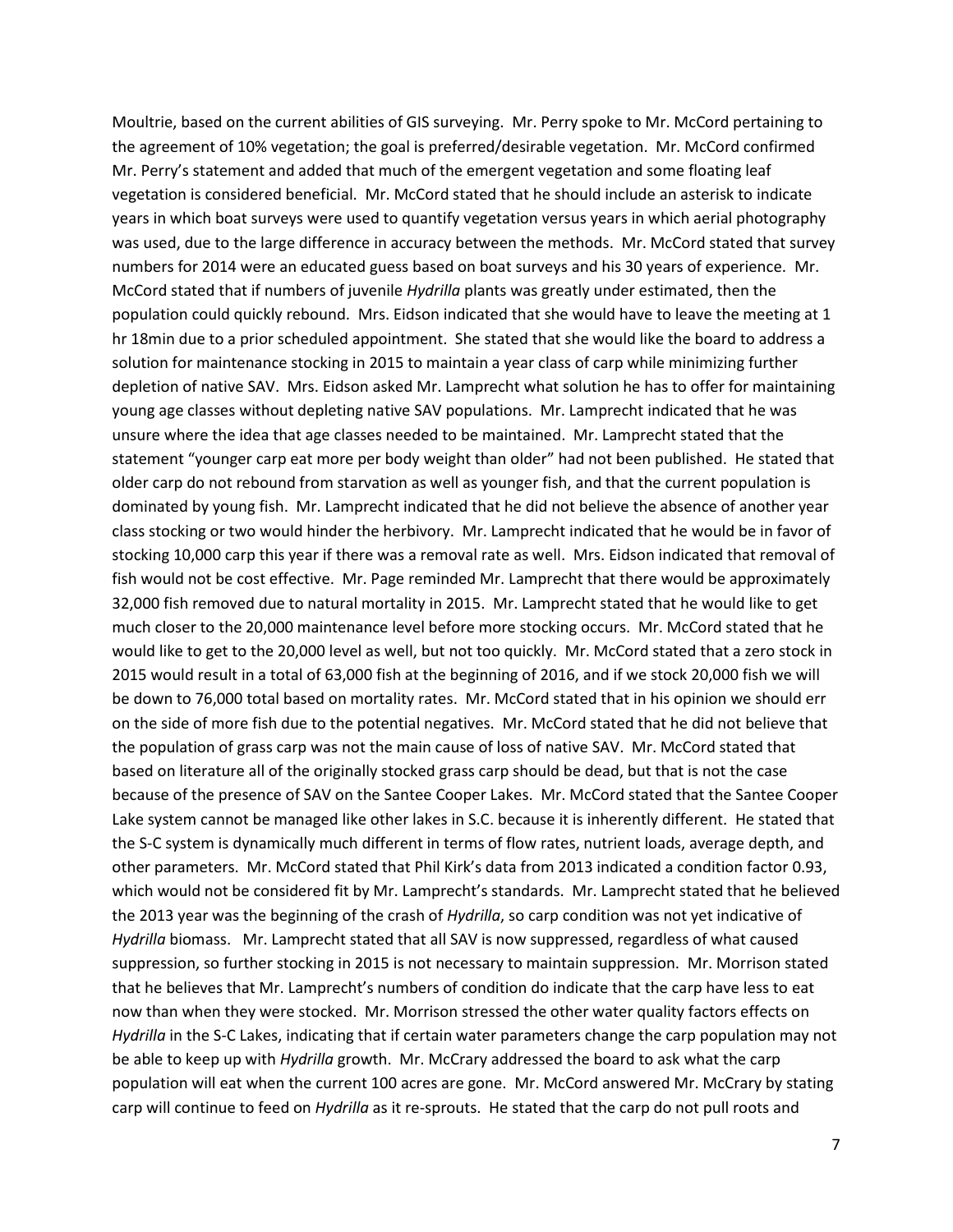Moultrie, based on the current abilities of GIS surveying. Mr. Perry spoke to Mr. McCord pertaining to the agreement of 10% vegetation; the goal is preferred/desirable vegetation. Mr. McCord confirmed Mr. Perry's statement and added that much of the emergent vegetation and some floating leaf vegetation is considered beneficial. Mr. McCord stated that he should include an asterisk to indicate years in which boat surveys were used to quantify vegetation versus years in which aerial photography was used, due to the large difference in accuracy between the methods. Mr. McCord stated that survey numbers for 2014 were an educated guess based on boat surveys and his 30 years of experience. Mr. McCord stated that if numbers of juvenile *Hydrilla* plants was greatly under estimated, then the population could quickly rebound. Mrs. Eidson indicated that she would have to leave the meeting at 1 hr 18min due to a prior scheduled appointment. She stated that she would like the board to address a solution for maintenance stocking in 2015 to maintain a year class of carp while minimizing further depletion of native SAV. Mrs. Eidson asked Mr. Lamprecht what solution he has to offer for maintaining young age classes without depleting native SAV populations. Mr. Lamprecht indicated that he was unsure where the idea that age classes needed to be maintained. Mr. Lamprecht stated that the statement "younger carp eat more per body weight than older" had not been published. He stated that older carp do not rebound from starvation as well as younger fish, and that the current population is dominated by young fish. Mr. Lamprecht indicated that he did not believe the absence of another year class stocking or two would hinder the herbivory. Mr. Lamprecht indicated that he would be in favor of stocking 10,000 carp this year if there was a removal rate as well. Mrs. Eidson indicated that removal of fish would not be cost effective. Mr. Page reminded Mr. Lamprecht that there would be approximately 32,000 fish removed due to natural mortality in 2015. Mr. Lamprecht stated that he would like to get much closer to the 20,000 maintenance level before more stocking occurs. Mr. McCord stated that he would like to get to the 20,000 level as well, but not too quickly. Mr. McCord stated that a zero stock in 2015 would result in a total of 63,000 fish at the beginning of 2016, and if we stock 20,000 fish we will be down to 76,000 total based on mortality rates. Mr. McCord stated that in his opinion we should err on the side of more fish due to the potential negatives. Mr. McCord stated that he did not believe that the population of grass carp was not the main cause of loss of native SAV. Mr. McCord stated that based on literature all of the originally stocked grass carp should be dead, but that is not the case because of the presence of SAV on the Santee Cooper Lakes. Mr. McCord stated that the Santee Cooper Lake system cannot be managed like other lakes in S.C. because it is inherently different. He stated that the S-C system is dynamically much different in terms of flow rates, nutrient loads, average depth, and other parameters. Mr. McCord stated that Phil Kirk's data from 2013 indicated a condition factor 0.93, which would not be considered fit by Mr. Lamprecht's standards. Mr. Lamprecht stated that he believed the 2013 year was the beginning of the crash of *Hydrilla*, so carp condition was not yet indicative of *Hydrilla* biomass. Mr. Lamprecht stated that all SAV is now suppressed, regardless of what caused suppression, so further stocking in 2015 is not necessary to maintain suppression. Mr. Morrison stated that he believes that Mr. Lamprecht's numbers of condition do indicate that the carp have less to eat now than when they were stocked. Mr. Morrison stressed the other water quality factors effects on *Hydrilla* in the S-C Lakes, indicating that if certain water parameters change the carp population may not be able to keep up with *Hydrilla* growth. Mr. McCrary addressed the board to ask what the carp population will eat when the current 100 acres are gone. Mr. McCord answered Mr. McCrary by stating carp will continue to feed on *Hydrilla* as it re-sprouts. He stated that the carp do not pull roots and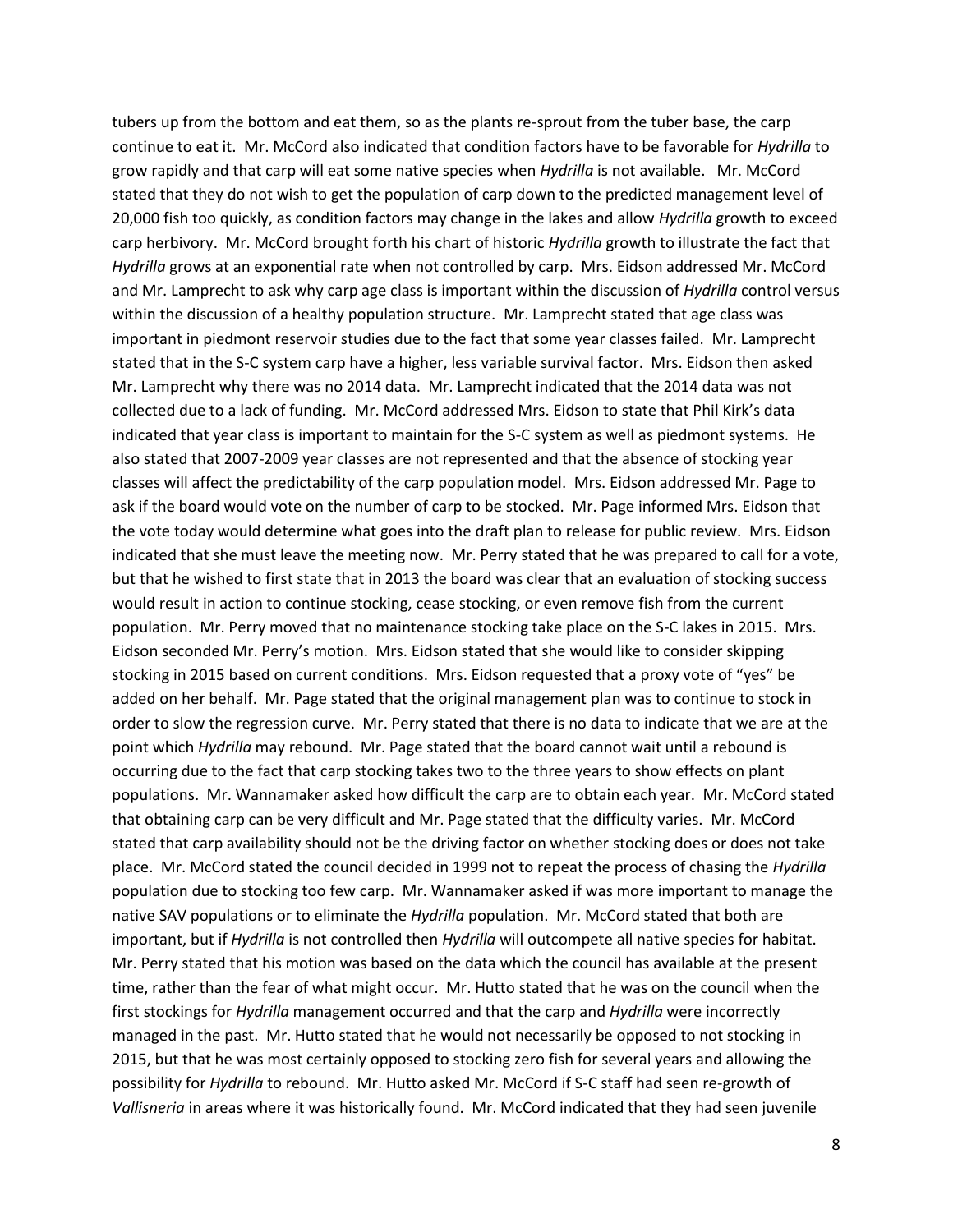tubers up from the bottom and eat them, so as the plants re-sprout from the tuber base, the carp continue to eat it. Mr. McCord also indicated that condition factors have to be favorable for *Hydrilla* to grow rapidly and that carp will eat some native species when *Hydrilla* is not available. Mr. McCord stated that they do not wish to get the population of carp down to the predicted management level of 20,000 fish too quickly, as condition factors may change in the lakes and allow *Hydrilla* growth to exceed carp herbivory. Mr. McCord brought forth his chart of historic *Hydrilla* growth to illustrate the fact that *Hydrilla* grows at an exponential rate when not controlled by carp. Mrs. Eidson addressed Mr. McCord and Mr. Lamprecht to ask why carp age class is important within the discussion of *Hydrilla* control versus within the discussion of a healthy population structure. Mr. Lamprecht stated that age class was important in piedmont reservoir studies due to the fact that some year classes failed. Mr. Lamprecht stated that in the S-C system carp have a higher, less variable survival factor. Mrs. Eidson then asked Mr. Lamprecht why there was no 2014 data. Mr. Lamprecht indicated that the 2014 data was not collected due to a lack of funding. Mr. McCord addressed Mrs. Eidson to state that Phil Kirk's data indicated that year class is important to maintain for the S-C system as well as piedmont systems. He also stated that 2007-2009 year classes are not represented and that the absence of stocking year classes will affect the predictability of the carp population model. Mrs. Eidson addressed Mr. Page to ask if the board would vote on the number of carp to be stocked. Mr. Page informed Mrs. Eidson that the vote today would determine what goes into the draft plan to release for public review. Mrs. Eidson indicated that she must leave the meeting now. Mr. Perry stated that he was prepared to call for a vote, but that he wished to first state that in 2013 the board was clear that an evaluation of stocking success would result in action to continue stocking, cease stocking, or even remove fish from the current population. Mr. Perry moved that no maintenance stocking take place on the S-C lakes in 2015. Mrs. Eidson seconded Mr. Perry's motion. Mrs. Eidson stated that she would like to consider skipping stocking in 2015 based on current conditions. Mrs. Eidson requested that a proxy vote of "yes" be added on her behalf. Mr. Page stated that the original management plan was to continue to stock in order to slow the regression curve. Mr. Perry stated that there is no data to indicate that we are at the point which *Hydrilla* may rebound. Mr. Page stated that the board cannot wait until a rebound is occurring due to the fact that carp stocking takes two to the three years to show effects on plant populations. Mr. Wannamaker asked how difficult the carp are to obtain each year. Mr. McCord stated that obtaining carp can be very difficult and Mr. Page stated that the difficulty varies. Mr. McCord stated that carp availability should not be the driving factor on whether stocking does or does not take place. Mr. McCord stated the council decided in 1999 not to repeat the process of chasing the *Hydrilla* population due to stocking too few carp. Mr. Wannamaker asked if was more important to manage the native SAV populations or to eliminate the *Hydrilla* population. Mr. McCord stated that both are important, but if *Hydrilla* is not controlled then *Hydrilla* will outcompete all native species for habitat. Mr. Perry stated that his motion was based on the data which the council has available at the present time, rather than the fear of what might occur. Mr. Hutto stated that he was on the council when the first stockings for *Hydrilla* management occurred and that the carp and *Hydrilla* were incorrectly managed in the past. Mr. Hutto stated that he would not necessarily be opposed to not stocking in 2015, but that he was most certainly opposed to stocking zero fish for several years and allowing the possibility for *Hydrilla* to rebound. Mr. Hutto asked Mr. McCord if S-C staff had seen re-growth of *Vallisneria* in areas where it was historically found. Mr. McCord indicated that they had seen juvenile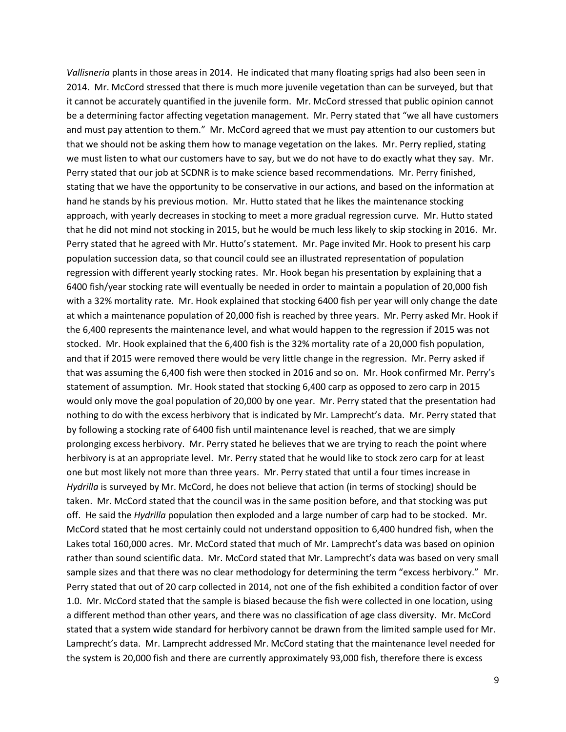*Vallisneria* plants in those areas in 2014. He indicated that many floating sprigs had also been seen in 2014. Mr. McCord stressed that there is much more juvenile vegetation than can be surveyed, but that it cannot be accurately quantified in the juvenile form. Mr. McCord stressed that public opinion cannot be a determining factor affecting vegetation management. Mr. Perry stated that "we all have customers and must pay attention to them." Mr. McCord agreed that we must pay attention to our customers but that we should not be asking them how to manage vegetation on the lakes. Mr. Perry replied, stating we must listen to what our customers have to say, but we do not have to do exactly what they say. Mr. Perry stated that our job at SCDNR is to make science based recommendations. Mr. Perry finished, stating that we have the opportunity to be conservative in our actions, and based on the information at hand he stands by his previous motion. Mr. Hutto stated that he likes the maintenance stocking approach, with yearly decreases in stocking to meet a more gradual regression curve. Mr. Hutto stated that he did not mind not stocking in 2015, but he would be much less likely to skip stocking in 2016. Mr. Perry stated that he agreed with Mr. Hutto's statement. Mr. Page invited Mr. Hook to present his carp population succession data, so that council could see an illustrated representation of population regression with different yearly stocking rates. Mr. Hook began his presentation by explaining that a 6400 fish/year stocking rate will eventually be needed in order to maintain a population of 20,000 fish with a 32% mortality rate. Mr. Hook explained that stocking 6400 fish per year will only change the date at which a maintenance population of 20,000 fish is reached by three years. Mr. Perry asked Mr. Hook if the 6,400 represents the maintenance level, and what would happen to the regression if 2015 was not stocked. Mr. Hook explained that the 6,400 fish is the 32% mortality rate of a 20,000 fish population, and that if 2015 were removed there would be very little change in the regression. Mr. Perry asked if that was assuming the 6,400 fish were then stocked in 2016 and so on. Mr. Hook confirmed Mr. Perry's statement of assumption. Mr. Hook stated that stocking 6,400 carp as opposed to zero carp in 2015 would only move the goal population of 20,000 by one year. Mr. Perry stated that the presentation had nothing to do with the excess herbivory that is indicated by Mr. Lamprecht's data. Mr. Perry stated that by following a stocking rate of 6400 fish until maintenance level is reached, that we are simply prolonging excess herbivory. Mr. Perry stated he believes that we are trying to reach the point where herbivory is at an appropriate level. Mr. Perry stated that he would like to stock zero carp for at least one but most likely not more than three years. Mr. Perry stated that until a four times increase in *Hydrilla* is surveyed by Mr. McCord, he does not believe that action (in terms of stocking) should be taken. Mr. McCord stated that the council was in the same position before, and that stocking was put off. He said the *Hydrilla* population then exploded and a large number of carp had to be stocked. Mr. McCord stated that he most certainly could not understand opposition to 6,400 hundred fish, when the Lakes total 160,000 acres. Mr. McCord stated that much of Mr. Lamprecht's data was based on opinion rather than sound scientific data. Mr. McCord stated that Mr. Lamprecht's data was based on very small sample sizes and that there was no clear methodology for determining the term "excess herbivory." Mr. Perry stated that out of 20 carp collected in 2014, not one of the fish exhibited a condition factor of over 1.0. Mr. McCord stated that the sample is biased because the fish were collected in one location, using a different method than other years, and there was no classification of age class diversity. Mr. McCord stated that a system wide standard for herbivory cannot be drawn from the limited sample used for Mr. Lamprecht's data. Mr. Lamprecht addressed Mr. McCord stating that the maintenance level needed for the system is 20,000 fish and there are currently approximately 93,000 fish, therefore there is excess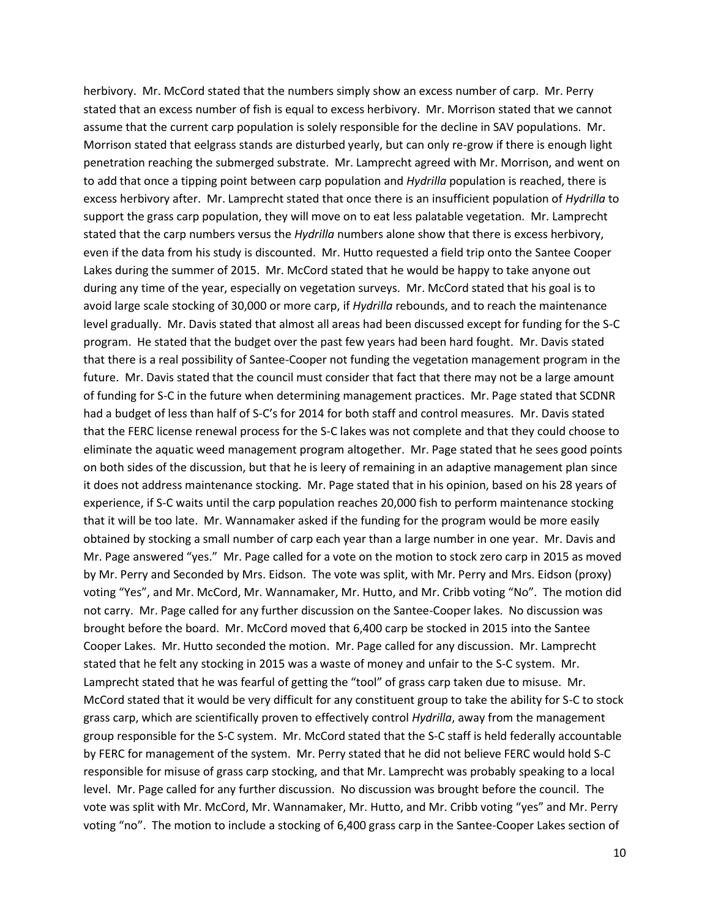herbivory. Mr. McCord stated that the numbers simply show an excess number of carp. Mr. Perry stated that an excess number of fish is equal to excess herbivory. Mr. Morrison stated that we cannot assume that the current carp population is solely responsible for the decline in SAV populations. Mr. Morrison stated that eelgrass stands are disturbed yearly, but can only re-grow if there is enough light penetration reaching the submerged substrate. Mr. Lamprecht agreed with Mr. Morrison, and went on to add that once a tipping point between carp population and *Hydrilla* population is reached, there is excess herbivory after. Mr. Lamprecht stated that once there is an insufficient population of *Hydrilla* to support the grass carp population, they will move on to eat less palatable vegetation. Mr. Lamprecht stated that the carp numbers versus the *Hydrilla* numbers alone show that there is excess herbivory, even if the data from his study is discounted. Mr. Hutto requested a field trip onto the Santee Cooper Lakes during the summer of 2015. Mr. McCord stated that he would be happy to take anyone out during any time of the year, especially on vegetation surveys. Mr. McCord stated that his goal is to avoid large scale stocking of 30,000 or more carp, if *Hydrilla* rebounds, and to reach the maintenance level gradually. Mr. Davis stated that almost all areas had been discussed except for funding for the S-C program. He stated that the budget over the past few years had been hard fought. Mr. Davis stated that there is a real possibility of Santee-Cooper not funding the vegetation management program in the future. Mr. Davis stated that the council must consider that fact that there may not be a large amount of funding for S-C in the future when determining management practices. Mr. Page stated that SCDNR had a budget of less than half of S-C's for 2014 for both staff and control measures. Mr. Davis stated that the FERC license renewal process for the S-C lakes was not complete and that they could choose to eliminate the aquatic weed management program altogether. Mr. Page stated that he sees good points on both sides of the discussion, but that he is leery of remaining in an adaptive management plan since it does not address maintenance stocking. Mr. Page stated that in his opinion, based on his 28 years of experience, if S-C waits until the carp population reaches 20,000 fish to perform maintenance stocking that it will be too late. Mr. Wannamaker asked if the funding for the program would be more easily obtained by stocking a small number of carp each year than a large number in one year. Mr. Davis and Mr. Page answered "yes." Mr. Page called for a vote on the motion to stock zero carp in 2015 as moved by Mr. Perry and Seconded by Mrs. Eidson. The vote was split, with Mr. Perry and Mrs. Eidson (proxy) voting "Yes", and Mr. McCord, Mr. Wannamaker, Mr. Hutto, and Mr. Cribb voting "No". The motion did not carry. Mr. Page called for any further discussion on the Santee-Cooper lakes. No discussion was brought before the board. Mr. McCord moved that 6,400 carp be stocked in 2015 into the Santee Cooper Lakes. Mr. Hutto seconded the motion. Mr. Page called for any discussion. Mr. Lamprecht stated that he felt any stocking in 2015 was a waste of money and unfair to the S-C system. Mr. Lamprecht stated that he was fearful of getting the "tool" of grass carp taken due to misuse. Mr. McCord stated that it would be very difficult for any constituent group to take the ability for S-C to stock grass carp, which are scientifically proven to effectively control *Hydrilla*, away from the management group responsible for the S-C system. Mr. McCord stated that the S-C staff is held federally accountable by FERC for management of the system. Mr. Perry stated that he did not believe FERC would hold S-C responsible for misuse of grass carp stocking, and that Mr. Lamprecht was probably speaking to a local level. Mr. Page called for any further discussion. No discussion was brought before the council. The vote was split with Mr. McCord, Mr. Wannamaker, Mr. Hutto, and Mr. Cribb voting "yes" and Mr. Perry voting "no". The motion to include a stocking of 6,400 grass carp in the Santee-Cooper Lakes section of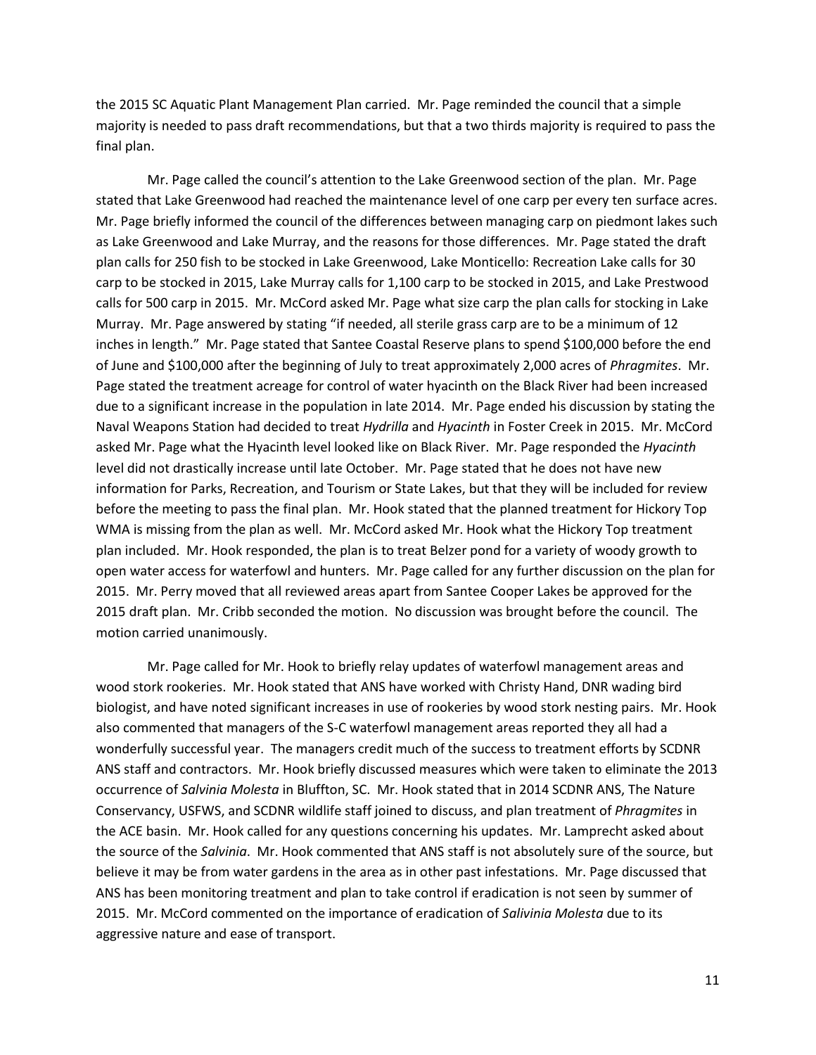the 2015 SC Aquatic Plant Management Plan carried. Mr. Page reminded the council that a simple majority is needed to pass draft recommendations, but that a two thirds majority is required to pass the final plan.

Mr. Page called the council's attention to the Lake Greenwood section of the plan. Mr. Page stated that Lake Greenwood had reached the maintenance level of one carp per every ten surface acres. Mr. Page briefly informed the council of the differences between managing carp on piedmont lakes such as Lake Greenwood and Lake Murray, and the reasons for those differences. Mr. Page stated the draft plan calls for 250 fish to be stocked in Lake Greenwood, Lake Monticello: Recreation Lake calls for 30 carp to be stocked in 2015, Lake Murray calls for 1,100 carp to be stocked in 2015, and Lake Prestwood calls for 500 carp in 2015. Mr. McCord asked Mr. Page what size carp the plan calls for stocking in Lake Murray. Mr. Page answered by stating "if needed, all sterile grass carp are to be a minimum of 12 inches in length." Mr. Page stated that Santee Coastal Reserve plans to spend $100,000 before the end of June and $100,000 after the beginning of July to treat approximately 2,000 acres of *Phragmites*. Mr. Page stated the treatment acreage for control of water hyacinth on the Black River had been increased due to a significant increase in the population in late 2014. Mr. Page ended his discussion by stating the Naval Weapons Station had decided to treat *Hydrilla* and *Hyacinth* in Foster Creek in 2015. Mr. McCord asked Mr. Page what the Hyacinth level looked like on Black River. Mr. Page responded the *Hyacinth* level did not drastically increase until late October. Mr. Page stated that he does not have new information for Parks, Recreation, and Tourism or State Lakes, but that they will be included for review before the meeting to pass the final plan. Mr. Hook stated that the planned treatment for Hickory Top WMA is missing from the plan as well. Mr. McCord asked Mr. Hook what the Hickory Top treatment plan included. Mr. Hook responded, the plan is to treat Belzer pond for a variety of woody growth to open water access for waterfowl and hunters. Mr. Page called for any further discussion on the plan for 2015. Mr. Perry moved that all reviewed areas apart from Santee Cooper Lakes be approved for the 2015 draft plan. Mr. Cribb seconded the motion. No discussion was brought before the council. The motion carried unanimously.

Mr. Page called for Mr. Hook to briefly relay updates of waterfowl management areas and wood stork rookeries. Mr. Hook stated that ANS have worked with Christy Hand, DNR wading bird biologist, and have noted significant increases in use of rookeries by wood stork nesting pairs. Mr. Hook also commented that managers of the S-C waterfowl management areas reported they all had a wonderfully successful year. The managers credit much of the success to treatment efforts by SCDNR ANS staff and contractors. Mr. Hook briefly discussed measures which were taken to eliminate the 2013 occurrence of *Salvinia Molesta* in Bluffton, SC. Mr. Hook stated that in 2014 SCDNR ANS, The Nature Conservancy, USFWS, and SCDNR wildlife staff joined to discuss, and plan treatment of *Phragmites* in the ACE basin. Mr. Hook called for any questions concerning his updates. Mr. Lamprecht asked about the source of the *Salvinia*. Mr. Hook commented that ANS staff is not absolutely sure of the source, but believe it may be from water gardens in the area as in other past infestations. Mr. Page discussed that ANS has been monitoring treatment and plan to take control if eradication is not seen by summer of 2015. Mr. McCord commented on the importance of eradication of *Salivinia Molesta* due to its aggressive nature and ease of transport.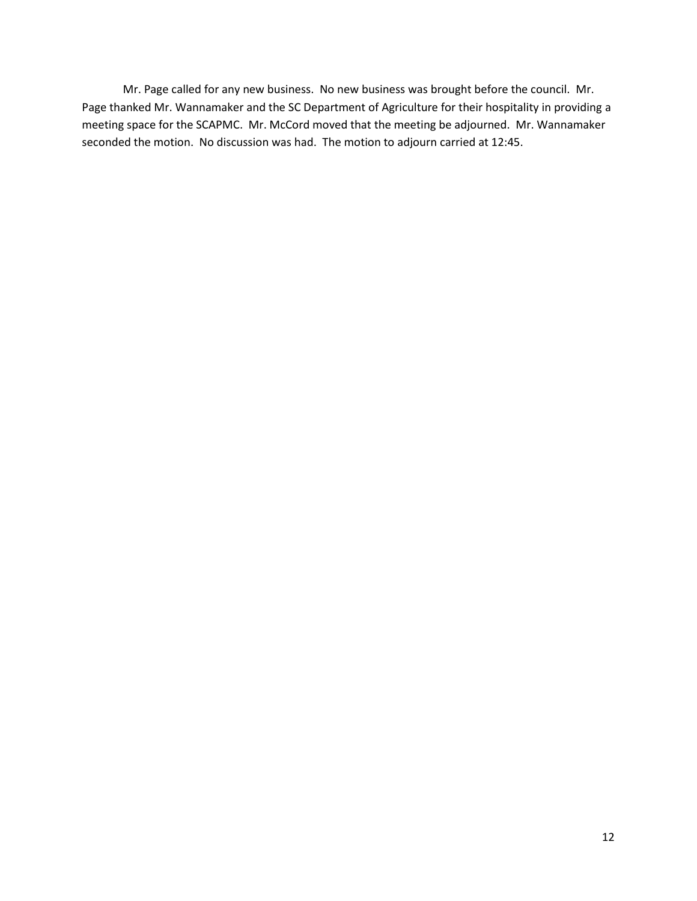Mr. Page called for any new business. No new business was brought before the council. Mr. Page thanked Mr. Wannamaker and the SC Department of Agriculture for their hospitality in providing a meeting space for the SCAPMC. Mr. McCord moved that the meeting be adjourned. Mr. Wannamaker seconded the motion. No discussion was had. The motion to adjourn carried at 12:45.